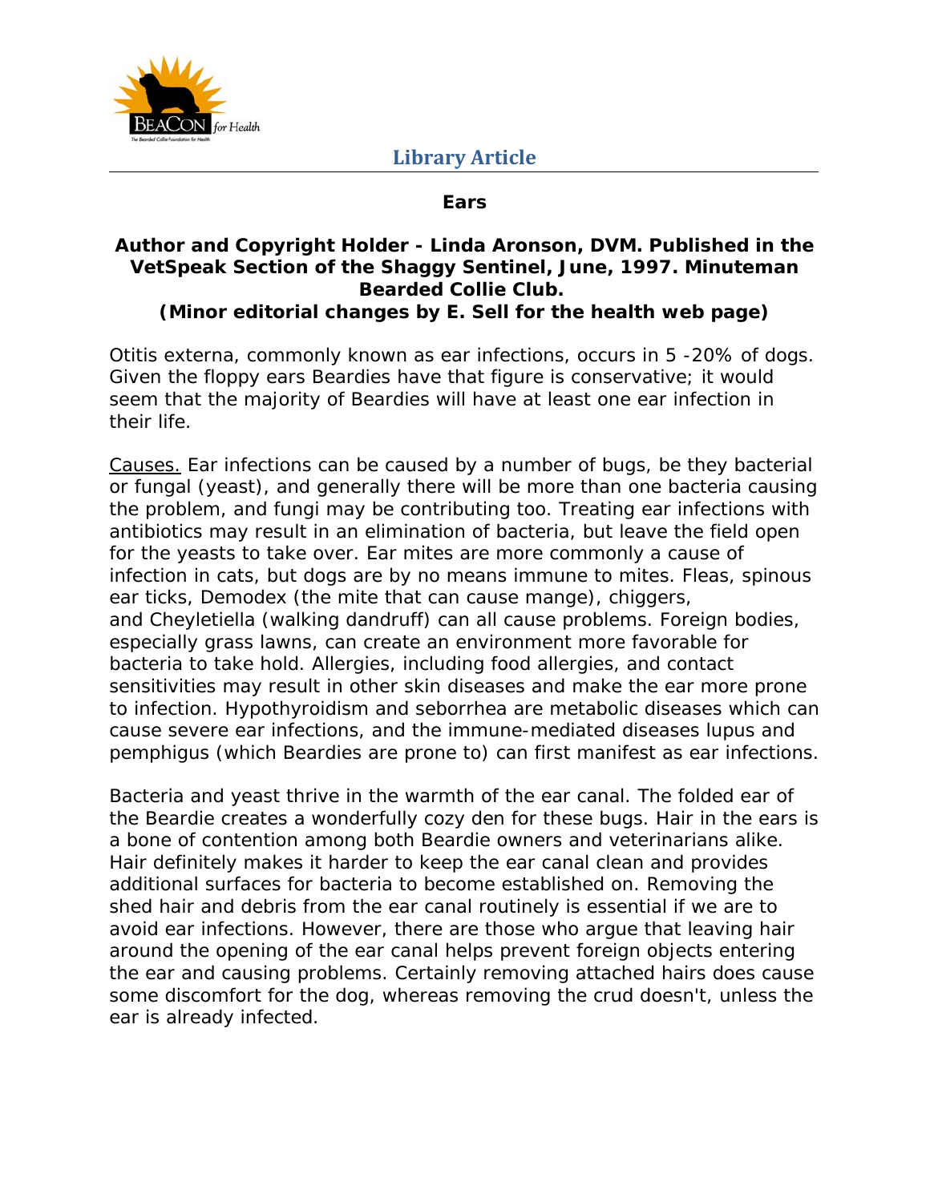# Ears

**Author and Copyright Holder - Linda Aronson, DVM. Published in the VetSpeak Section of the Shaggy Sentinel, June, 1997. Minuteman Bearded Collie Club.**
**(Minor editorial changes by E. Sell for the health web page)**

Otitis externa, commonly known as ear infections, occurs in 5 -20% of dogs. Given the floppy ears Beardies have that figure is conservative; it would seem that the majority of Beardies will have at least one ear infection in their life.

Causes. Ear infections can be caused by a number of bugs, be they bacterial or fungal (yeast), and generally there will be more than one bacteria causing the problem, and fungi may be contributing too. Treating ear infections with antibiotics may result in an elimination of bacteria, but leave the field open for the yeasts to take over. Ear mites are more commonly a cause of infection in cats, but dogs are by no means immune to mites. Fleas, spinous ear ticks, Demodex (the mite that can cause mange), chiggers, and Cheyletiella (walking dandruff) can all cause problems. Foreign bodies, especially grass lawns, can create an environment more favorable for bacteria to take hold. Allergies, including food allergies, and contact sensitivities may result in other skin diseases and make the ear more prone to infection. Hypothyroidism and seborrhea are metabolic diseases which can cause severe ear infections, and the immune-mediated diseases lupus and pemphigus (which Beardies are prone to) can first manifest as ear infections.

Bacteria and yeast thrive in the warmth of the ear canal. The folded ear of the Beardie creates a wonderfully cozy den for these bugs. Hair in the ears is a bone of contention among both Beardie owners and veterinarians alike. Hair definitely makes it harder to keep the ear canal clean and provides additional surfaces for bacteria to become established on. Removing the shed hair and debris from the ear canal routinely is essential if we are to avoid ear infections. However, there are those who argue that leaving hair around the opening of the ear canal helps prevent foreign objects entering the ear and causing problems. Certainly removing attached hairs does cause some discomfort for the dog, whereas removing the crud doesn't, unless the ear is already infected.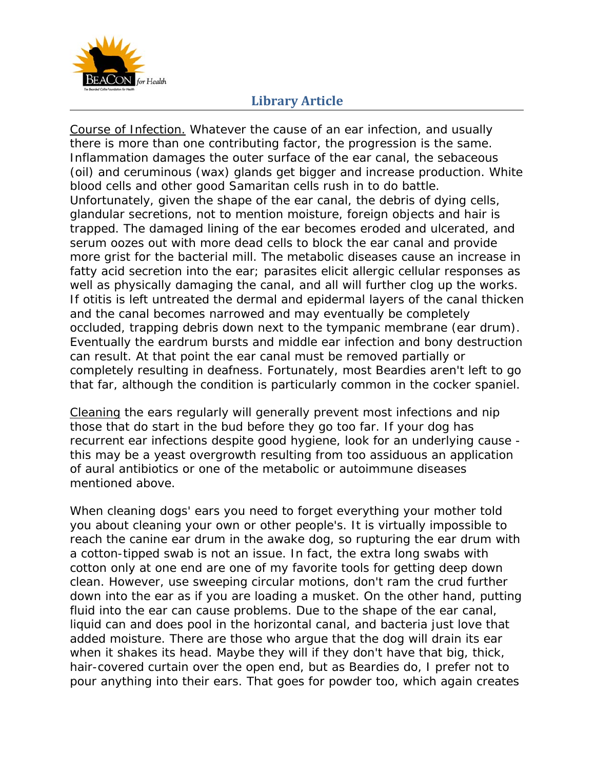<u>Course of Infection.</u> Whatever the cause of an ear infection, and usually there is more than one contributing factor, the progression is the same. Inflammation damages the outer surface of the ear canal, the sebaceous (oil) and ceruminous (wax) glands get bigger and increase production. White blood cells and other good Samaritan cells rush in to do battle. Unfortunately, given the shape of the ear canal, the debris of dying cells, glandular secretions, not to mention moisture, foreign objects and hair is trapped. The damaged lining of the ear becomes eroded and ulcerated, and serum oozes out with more dead cells to block the ear canal and provide more grist for the bacterial mill. The metabolic diseases cause an increase in fatty acid secretion into the ear; parasites elicit allergic cellular responses as well as physically damaging the canal, and all will further clog up the works. If otitis is left untreated the dermal and epidermal layers of the canal thicken and the canal becomes narrowed and may eventually be completely occluded, trapping debris down next to the tympanic membrane (ear drum). Eventually the eardrum bursts and middle ear infection and bony destruction can result. At that point the ear canal must be removed partially or completely resulting in deafness. Fortunately, most Beardies aren't left to go that far, although the condition is particularly common in the cocker spaniel.

<u>Cleaning</u> the ears regularly will generally prevent most infections and nip those that do start in the bud before they go too far. If your dog has recurrent ear infections despite good hygiene, look for an underlying cause - this may be a yeast overgrowth resulting from too assiduous an application of aural antibiotics or one of the metabolic or autoimmune diseases mentioned above.

When cleaning dogs' ears you need to forget everything your mother told you about cleaning your own or other people's. It is virtually impossible to reach the canine ear drum in the awake dog, so rupturing the ear drum with a cotton-tipped swab is not an issue. In fact, the extra long swabs with cotton only at one end are one of my favorite tools for getting deep down clean. However, use sweeping circular motions, don't ram the crud further down into the ear as if you are loading a musket. On the other hand, putting fluid into the ear can cause problems. Due to the shape of the ear canal, liquid can and does pool in the horizontal canal, and bacteria just love that added moisture. There are those who argue that the dog will drain its ear when it shakes its head. Maybe they will if they don't have that big, thick, hair-covered curtain over the open end, but as Beardies do, I prefer not to pour anything into their ears. That goes for powder too, which again creates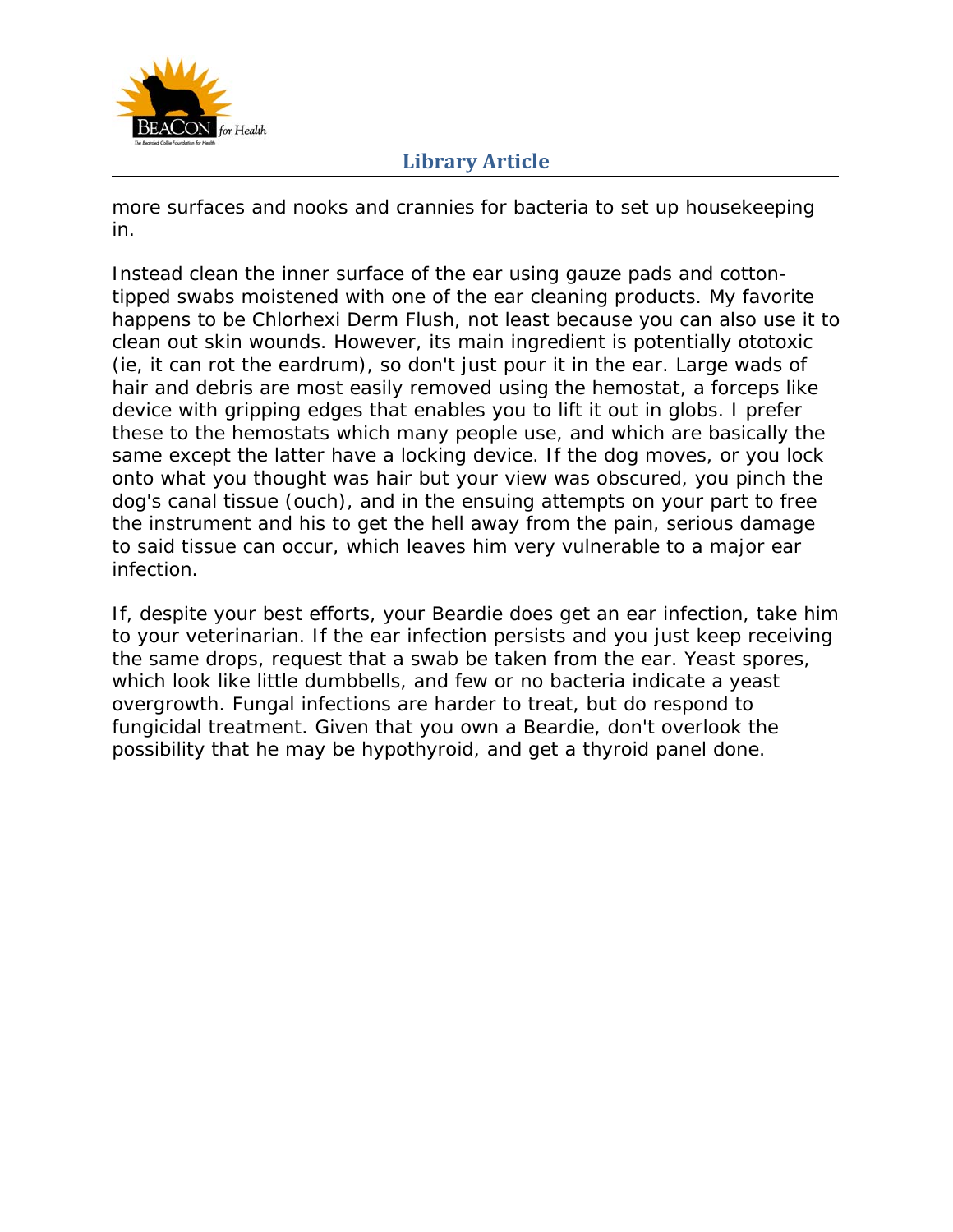more surfaces and nooks and crannies for bacteria to set up housekeeping in.

Instead clean the inner surface of the ear using gauze pads and cotton-tipped swabs moistened with one of the ear cleaning products. My favorite happens to be Chlorhexi Derm Flush, not least because you can also use it to clean out skin wounds. However, its main ingredient is potentially ototoxic (ie, it can rot the eardrum), so don't just pour it in the ear. Large wads of hair and debris are most easily removed using the hemostat, a forceps like device with gripping edges that enables you to lift it out in globs. I prefer these to the hemostats which many people use, and which are basically the same except the latter have a locking device. If the dog moves, or you lock onto what you thought was hair but your view was obscured, you pinch the dog's canal tissue (ouch), and in the ensuing attempts on your part to free the instrument and his to get the hell away from the pain, serious damage to said tissue can occur, which leaves him very vulnerable to a major ear infection.

If, despite your best efforts, your Beardie does get an ear infection, take him to your veterinarian. If the ear infection persists and you just keep receiving the same drops, request that a swab be taken from the ear. Yeast spores, which look like little dumbbells, and few or no bacteria indicate a yeast overgrowth. Fungal infections are harder to treat, but do respond to fungicidal treatment. Given that you own a Beardie, don't overlook the possibility that he may be hypothyroid, and get a thyroid panel done.